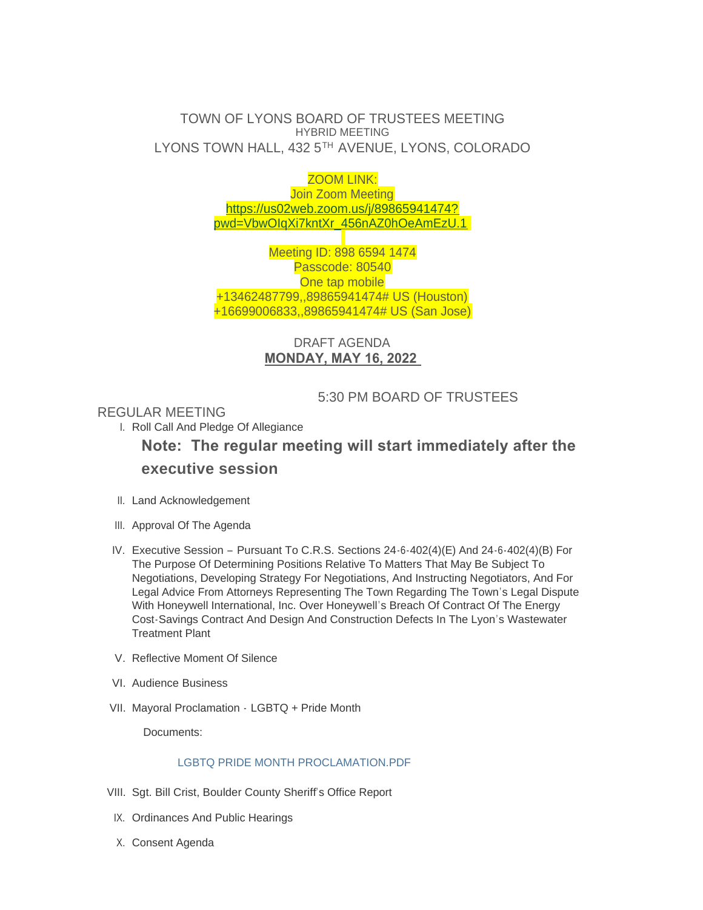# TOWN OF LYONS BOARD OF TRUSTEES MEETING

HYBRID MEETING

LYONS TOWN HALL, 432 5TH AVENUE, LYONS, COLORADO

ZOOM LINK:
Join Zoom Meeting
https://us02web.zoom.us/j/89865941474?pwd=VbwOIqXi7kntXr_456nAZ0hOeAmEzU.1

Meeting ID: 898 6594 1474
Passcode: 80540
One tap mobile
+13462487799,,89865941474# US (Houston)
+16699006833,,89865941474# US (San Jose)

DRAFT AGENDA
**MONDAY, MAY 16, 2022**

5:30 PM BOARD OF TRUSTEES REGULAR MEETING

I. Roll Call And Pledge Of Allegiance

**Note: The regular meeting will start immediately after the executive session**

II. Land Acknowledgement

III. Approval Of The Agenda

IV. Executive Session – Pursuant To C.R.S. Sections 24-6-402(4)(E) And 24-6-402(4)(B) For The Purpose Of Determining Positions Relative To Matters That May Be Subject To Negotiations, Developing Strategy For Negotiations, And Instructing Negotiators, And For Legal Advice From Attorneys Representing The Town Regarding The Town's Legal Dispute With Honeywell International, Inc. Over Honeywell's Breach Of Contract Of The Energy Cost-Savings Contract And Design And Construction Defects In The Lyon's Wastewater Treatment Plant

V. Reflective Moment Of Silence

VI. Audience Business

VII. Mayoral Proclamation - LGBTQ + Pride Month

Documents:

LGBTQ PRIDE MONTH PROCLAMATION.PDF

VIII. Sgt. Bill Crist, Boulder County Sheriff's Office Report

IX. Ordinances And Public Hearings

X. Consent Agenda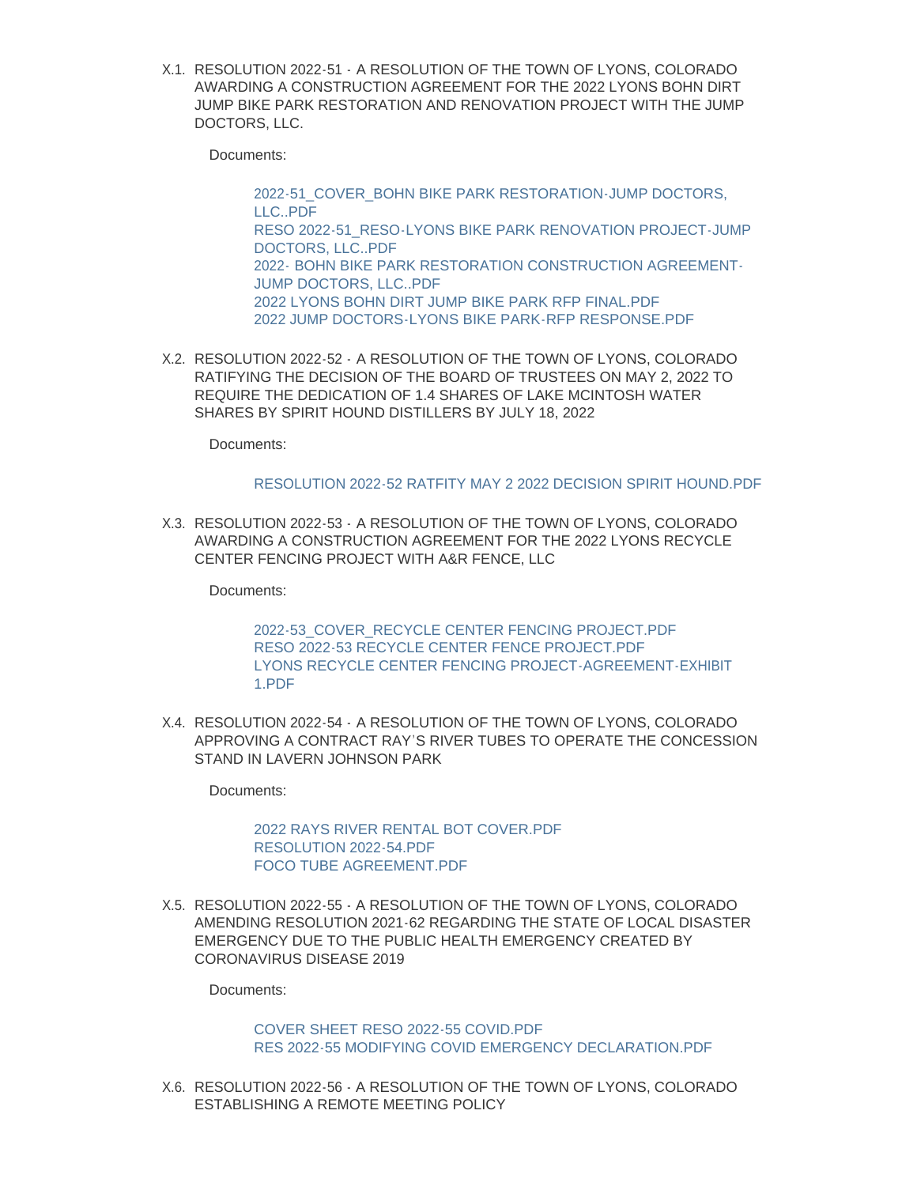X.1. RESOLUTION 2022-51 - A RESOLUTION OF THE TOWN OF LYONS, COLORADO AWARDING A CONSTRUCTION AGREEMENT FOR THE 2022 LYONS BOHN DIRT JUMP BIKE PARK RESTORATION AND RENOVATION PROJECT WITH THE JUMP DOCTORS, LLC.

Documents:

2022-51_COVER_BOHN BIKE PARK RESTORATION-JUMP DOCTORS, LLC..PDF
RESO 2022-51_RESO-LYONS BIKE PARK RENOVATION PROJECT-JUMP DOCTORS, LLC..PDF
2022- BOHN BIKE PARK RESTORATION CONSTRUCTION AGREEMENT-JUMP DOCTORS, LLC..PDF
2022 LYONS BOHN DIRT JUMP BIKE PARK RFP FINAL.PDF
2022 JUMP DOCTORS-LYONS BIKE PARK-RFP RESPONSE.PDF

X.2. RESOLUTION 2022-52 - A RESOLUTION OF THE TOWN OF LYONS, COLORADO RATIFYING THE DECISION OF THE BOARD OF TRUSTEES ON MAY 2, 2022 TO REQUIRE THE DEDICATION OF 1.4 SHARES OF LAKE MCINTOSH WATER SHARES BY SPIRIT HOUND DISTILLERS BY JULY 18, 2022

Documents:

RESOLUTION 2022-52 RATFITY MAY 2 2022 DECISION SPIRIT HOUND.PDF

X.3. RESOLUTION 2022-53 - A RESOLUTION OF THE TOWN OF LYONS, COLORADO AWARDING A CONSTRUCTION AGREEMENT FOR THE 2022 LYONS RECYCLE CENTER FENCING PROJECT WITH A&R FENCE, LLC

Documents:

2022-53_COVER_RECYCLE CENTER FENCING PROJECT.PDF
RESO 2022-53 RECYCLE CENTER FENCE PROJECT.PDF
LYONS RECYCLE CENTER FENCING PROJECT-AGREEMENT-EXHIBIT 1.PDF

X.4. RESOLUTION 2022-54 - A RESOLUTION OF THE TOWN OF LYONS, COLORADO APPROVING A CONTRACT RAY'S RIVER TUBES TO OPERATE THE CONCESSION STAND IN LAVERN JOHNSON PARK

Documents:

2022 RAYS RIVER RENTAL BOT COVER.PDF
RESOLUTION 2022-54.PDF
FOCO TUBE AGREEMENT.PDF

X.5. RESOLUTION 2022-55 - A RESOLUTION OF THE TOWN OF LYONS, COLORADO AMENDING RESOLUTION 2021-62 REGARDING THE STATE OF LOCAL DISASTER EMERGENCY DUE TO THE PUBLIC HEALTH EMERGENCY CREATED BY CORONAVIRUS DISEASE 2019

Documents:

COVER SHEET RESO 2022-55 COVID.PDF
RES 2022-55 MODIFYING COVID EMERGENCY DECLARATION.PDF

X.6. RESOLUTION 2022-56 - A RESOLUTION OF THE TOWN OF LYONS, COLORADO ESTABLISHING A REMOTE MEETING POLICY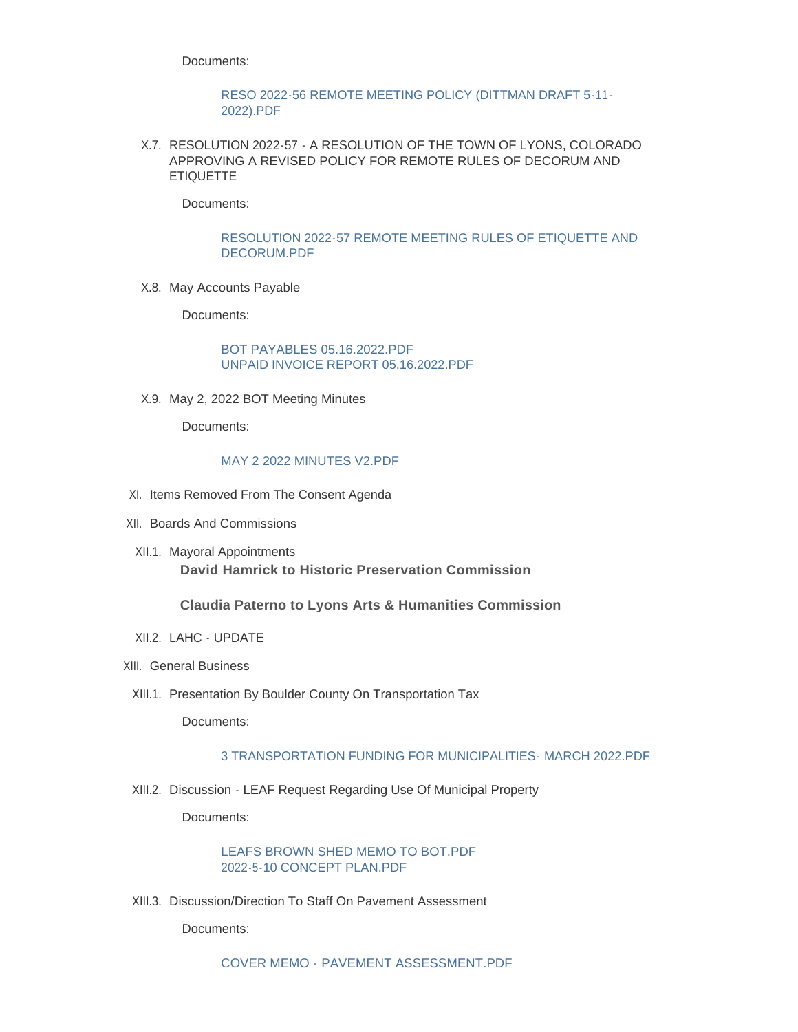Documents:

RESO 2022-56 REMOTE MEETING POLICY (DITTMAN DRAFT 5-11-2022).PDF

X.7. RESOLUTION 2022-57 - A RESOLUTION OF THE TOWN OF LYONS, COLORADO APPROVING A REVISED POLICY FOR REMOTE RULES OF DECORUM AND ETIQUETTE

Documents:

RESOLUTION 2022-57 REMOTE MEETING RULES OF ETIQUETTE AND DECORUM.PDF

X.8. May Accounts Payable

Documents:

BOT PAYABLES 05.16.2022.PDF
UNPAID INVOICE REPORT 05.16.2022.PDF

X.9. May 2, 2022 BOT Meeting Minutes

Documents:

MAY 2 2022 MINUTES V2.PDF

XI. Items Removed From The Consent Agenda

XII. Boards And Commissions

XII.1. Mayoral Appointments

**David Hamrick to Historic Preservation Commission**

**Claudia Paterno to Lyons Arts & Humanities Commission**

XII.2. LAHC - UPDATE

XIII. General Business

XIII.1. Presentation By Boulder County On Transportation Tax

Documents:

3 TRANSPORTATION FUNDING FOR MUNICIPALITIES- MARCH 2022.PDF

XIII.2. Discussion - LEAF Request Regarding Use Of Municipal Property

Documents:

LEAFS BROWN SHED MEMO TO BOT.PDF
2022-5-10 CONCEPT PLAN.PDF

XIII.3. Discussion/Direction To Staff On Pavement Assessment

Documents:

COVER MEMO - PAVEMENT ASSESSMENT.PDF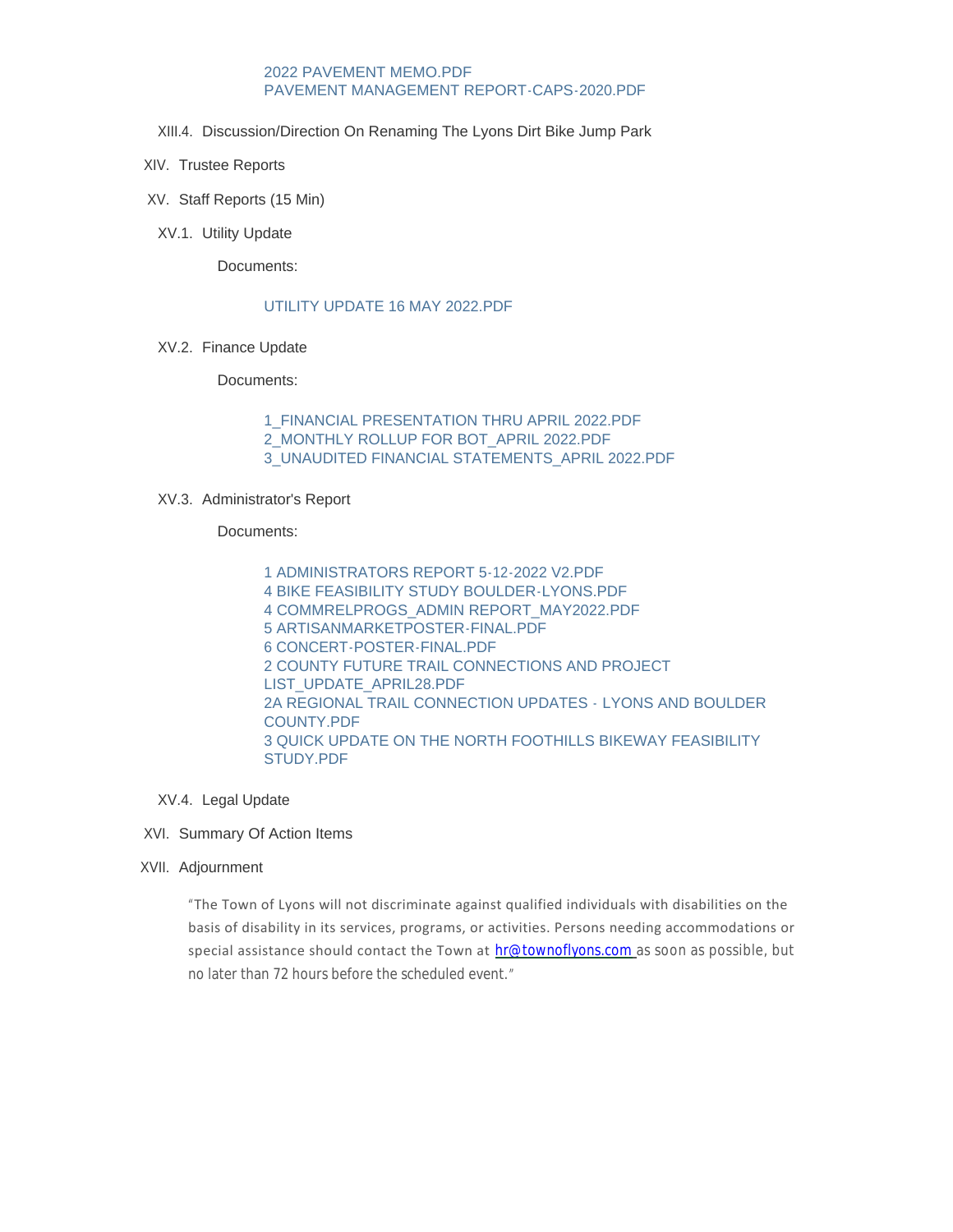2022 PAVEMENT MEMO.PDF
PAVEMENT MANAGEMENT REPORT-CAPS-2020.PDF

XIII.4. Discussion/Direction On Renaming The Lyons Dirt Bike Jump Park

XIV. Trustee Reports

XV. Staff Reports (15 Min)

XV.1. Utility Update

Documents:

UTILITY UPDATE 16 MAY 2022.PDF

XV.2. Finance Update

Documents:

1_FINANCIAL PRESENTATION THRU APRIL 2022.PDF
2_MONTHLY ROLLUP FOR BOT_APRIL 2022.PDF
3_UNAUDITED FINANCIAL STATEMENTS_APRIL 2022.PDF

XV.3. Administrator's Report

Documents:

1 ADMINISTRATORS REPORT 5-12-2022 V2.PDF
4 BIKE FEASIBILITY STUDY BOULDER-LYONS.PDF
4 COMMRELPROGS_ADMIN REPORT_MAY2022.PDF
5 ARTISANMARKETPOSTER-FINAL.PDF
6 CONCERT-POSTER-FINAL.PDF
2 COUNTY FUTURE TRAIL CONNECTIONS AND PROJECT LIST_UPDATE_APRIL28.PDF
2A REGIONAL TRAIL CONNECTION UPDATES - LYONS AND BOULDER COUNTY.PDF
3 QUICK UPDATE ON THE NORTH FOOTHILLS BIKEWAY FEASIBILITY STUDY.PDF

XV.4. Legal Update

XVI. Summary Of Action Items

XVII. Adjournment

"The Town of Lyons will not discriminate against qualified individuals with disabilities on the basis of disability in its services, programs, or activities. Persons needing accommodations or special assistance should contact the Town at hr@townoflyons.com as soon as possible, but no later than 72 hours before the scheduled event."